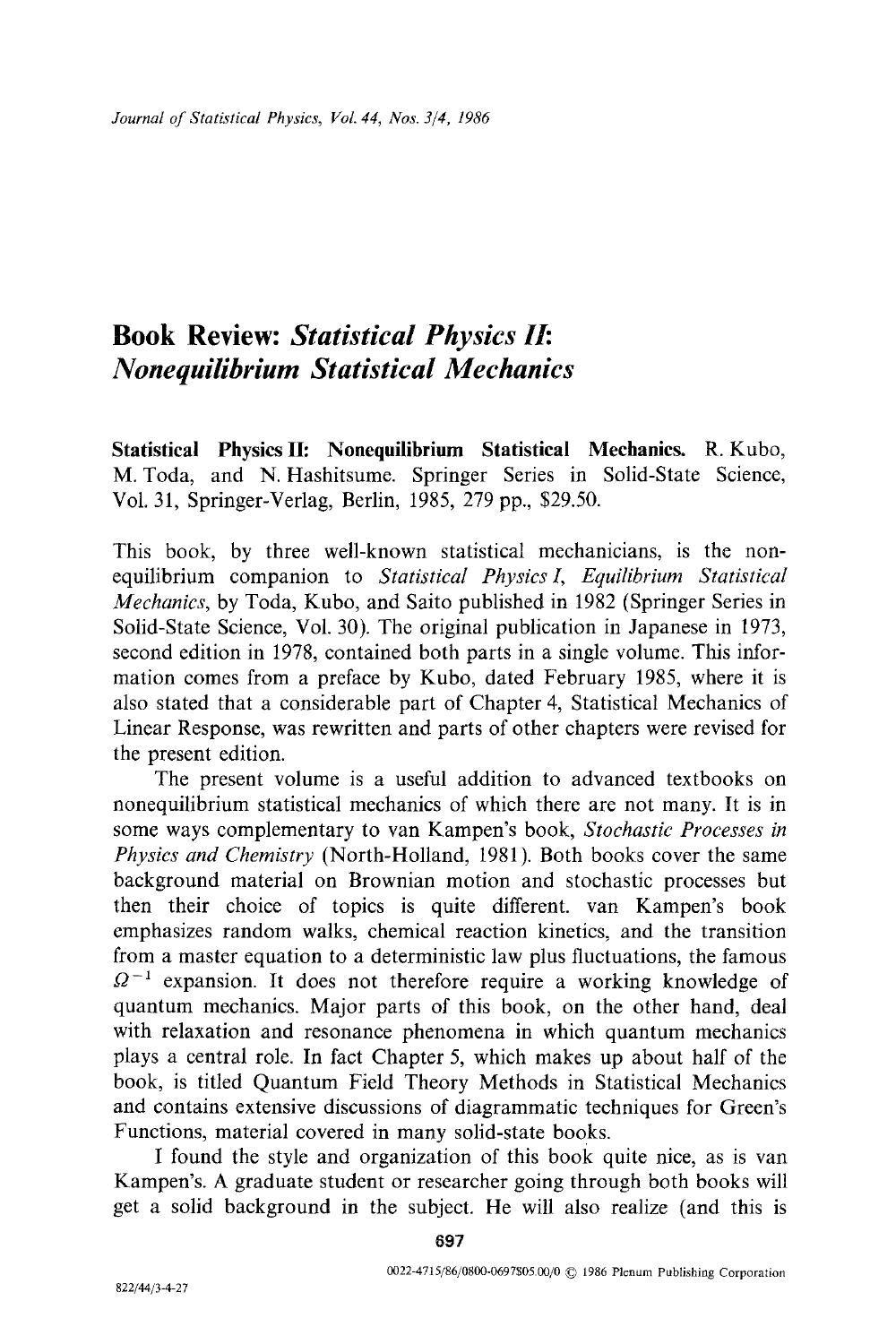# Book Review: *Statistical Physics II: Nonequilibrium Statistical Mechanics*

**Statistical Physics II: Nonequilibrium Statistical Mechanics.** R. Kubo, M. Toda, and N. Hashitsume. Springer Series in Solid-State Science, Vol. 31, Springer-Verlag, Berlin, 1985, 279 pp., $29.50.

This book, by three well-known statistical mechanicians, is the non-equilibrium companion to *Statistical Physics I, Equilibrium Statistical Mechanics*, by Toda, Kubo, and Saito published in 1982 (Springer Series in Solid-State Science, Vol. 30). The original publication in Japanese in 1973, second edition in 1978, contained both parts in a single volume. This information comes from a preface by Kubo, dated February 1985, where it is also stated that a considerable part of Chapter 4, Statistical Mechanics of Linear Response, was rewritten and parts of other chapters were revised for the present edition.

The present volume is a useful addition to advanced textbooks on nonequilibrium statistical mechanics of which there are not many. It is in some ways complementary to van Kampen's book, *Stochastic Processes in Physics and Chemistry* (North-Holland, 1981). Both books cover the same background material on Brownian motion and stochastic processes but then their choice of topics is quite different. van Kampen's book emphasizes random walks, chemical reaction kinetics, and the transition from a master equation to a deterministic law plus fluctuations, the famous $\Omega^{-1}$ expansion. It does not therefore require a working knowledge of quantum mechanics. Major parts of this book, on the other hand, deal with relaxation and resonance phenomena in which quantum mechanics plays a central role. In fact Chapter 5, which makes up about half of the book, is titled Quantum Field Theory Methods in Statistical Mechanics and contains extensive discussions of diagrammatic techniques for Green's Functions, material covered in many solid-state books.

I found the style and organization of this book quite nice, as is van Kampen's. A graduate student or researcher going through both books will get a solid background in the subject. He will also realize (and this is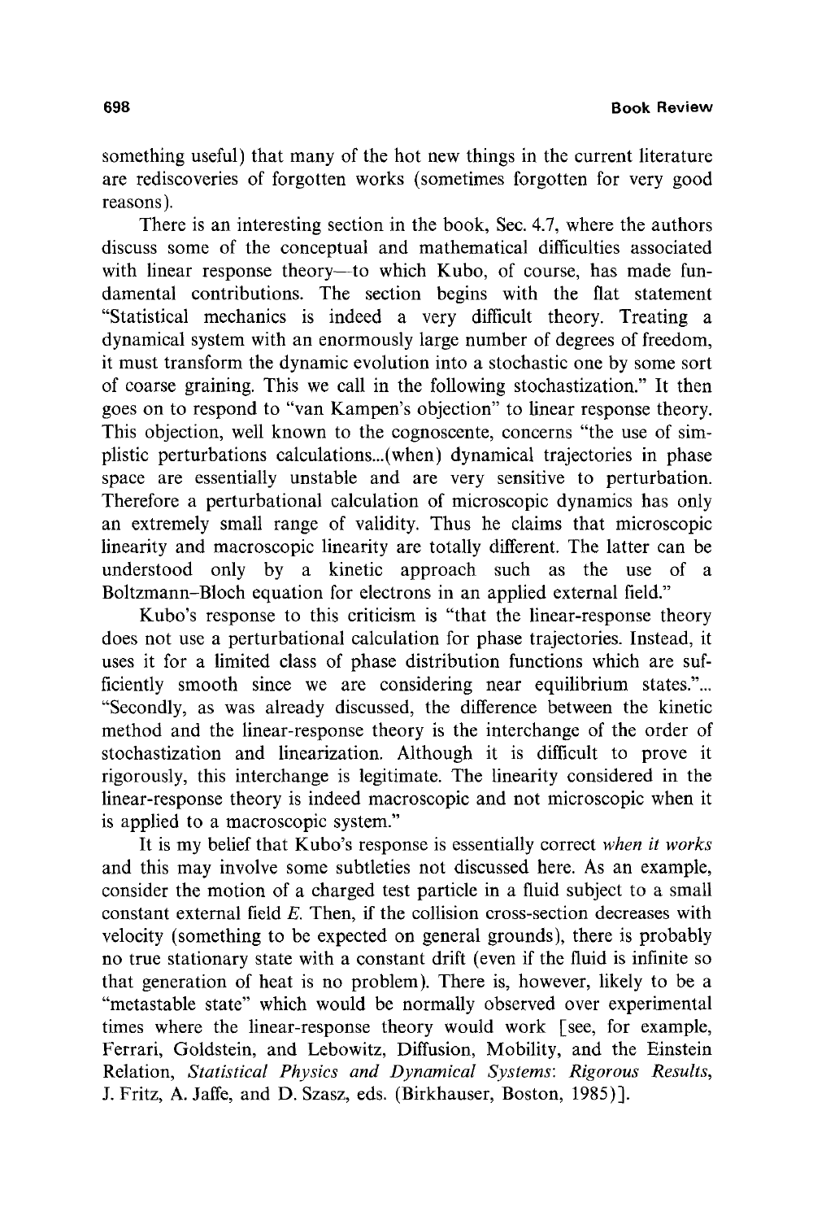something useful) that many of the hot new things in the current literature are rediscoveries of forgotten works (sometimes forgotten for very good reasons).

There is an interesting section in the book, Sec. 4.7, where the authors discuss some of the conceptual and mathematical difficulties associated with linear response theory—to which Kubo, of course, has made fundamental contributions. The section begins with the flat statement "Statistical mechanics is indeed a very difficult theory. Treating a dynamical system with an enormously large number of degrees of freedom, it must transform the dynamic evolution into a stochastic one by some sort of coarse graining. This we call in the following stochastization." It then goes on to respond to "van Kampen's objection" to linear response theory. This objection, well known to the cognoscente, concerns "the use of simplistic perturbations calculations...(when) dynamical trajectories in phase space are essentially unstable and are very sensitive to perturbation. Therefore a perturbational calculation of microscopic dynamics has only an extremely small range of validity. Thus he claims that microscopic linearity and macroscopic linearity are totally different. The latter can be understood only by a kinetic approach such as the use of a Boltzmann–Bloch equation for electrons in an applied external field."

Kubo's response to this criticism is "that the linear-response theory does not use a perturbational calculation for phase trajectories. Instead, it uses it for a limited class of phase distribution functions which are sufficiently smooth since we are considering near equilibrium states."... "Secondly, as was already discussed, the difference between the kinetic method and the linear-response theory is the interchange of the order of stochastization and linearization. Although it is difficult to prove it rigorously, this interchange is legitimate. The linearity considered in the linear-response theory is indeed macroscopic and not microscopic when it is applied to a macroscopic system."

It is my belief that Kubo's response is essentially correct *when it works* and this may involve some subtleties not discussed here. As an example, consider the motion of a charged test particle in a fluid subject to a small constant external field $E$. Then, if the collision cross-section decreases with velocity (something to be expected on general grounds), there is probably no true stationary state with a constant drift (even if the fluid is infinite so that generation of heat is no problem). There is, however, likely to be a "metastable state" which would be normally observed over experimental times where the linear-response theory would work [see, for example, Ferrari, Goldstein, and Lebowitz, Diffusion, Mobility, and the Einstein Relation, *Statistical Physics and Dynamical Systems: Rigorous Results*, J. Fritz, A. Jaffe, and D. Szasz, eds. (Birkhauser, Boston, 1985)].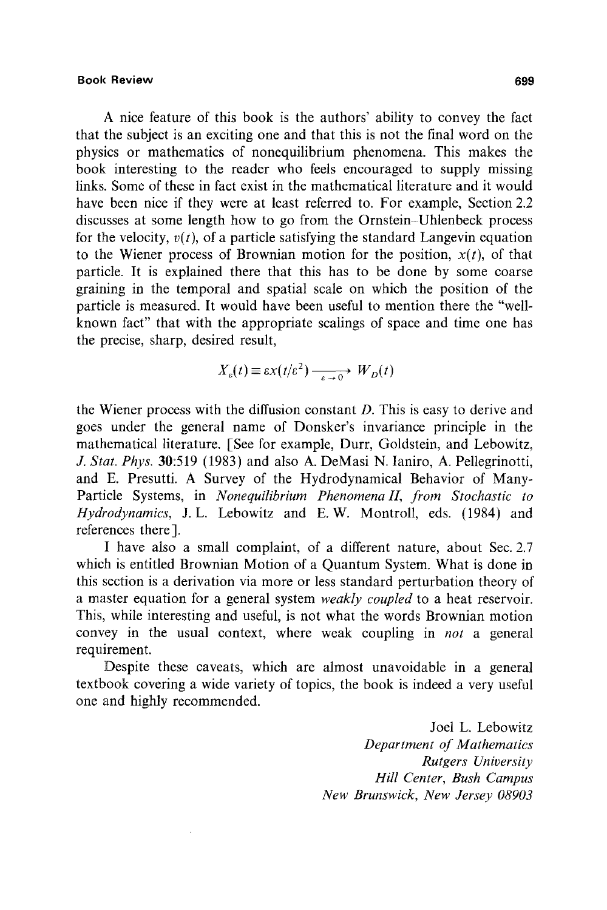A nice feature of this book is the authors' ability to convey the fact that the subject is an exciting one and that this is not the final word on the physics or mathematics of nonequilibrium phenomena. This makes the book interesting to the reader who feels encouraged to supply missing links. Some of these in fact exist in the mathematical literature and it would have been nice if they were at least referred to. For example, Section 2.2 discusses at some length how to go from the Ornstein–Uhlenbeck process for the velocity, $v(t)$, of a particle satisfying the standard Langevin equation to the Wiener process of Brownian motion for the position, $x(t)$, of that particle. It is explained there that this has to be done by some coarse graining in the temporal and spatial scale on which the position of the particle is measured. It would have been useful to mention there the "well-known fact" that with the appropriate scalings of space and time one has the precise, sharp, desired result,

$$X_\varepsilon(t) \equiv \varepsilon x(t/\varepsilon^2) \xrightarrow[\varepsilon \to 0]{} W_D(t)$$

the Wiener process with the diffusion constant $D$. This is easy to derive and goes under the general name of Donsker's invariance principle in the mathematical literature. [See for example, Durr, Goldstein, and Lebowitz, *J. Stat. Phys.* **30**:519 (1983) and also A. DeMasi N. Ianiro, A. Pellegrinotti, and E. Presutti. A Survey of the Hydrodynamical Behavior of Many-Particle Systems, in *Nonequilibrium Phenomena II, from Stochastic to Hydrodynamics*, J. L. Lebowitz and E. W. Montroll, eds. (1984) and references there].

I have also a small complaint, of a different nature, about Sec. 2.7 which is entitled Brownian Motion of a Quantum System. What is done in this section is a derivation via more or less standard perturbation theory of a master equation for a general system *weakly coupled* to a heat reservoir. This, while interesting and useful, is not what the words Brownian motion convey in the usual context, where weak coupling in *not* a general requirement.

Despite these caveats, which are almost unavoidable in a general textbook covering a wide variety of topics, the book is indeed a very useful one and highly recommended.

Joel L. Lebowitz
*Department of Mathematics*
*Rutgers University*
*Hill Center, Bush Campus*
*New Brunswick, New Jersey 08903*